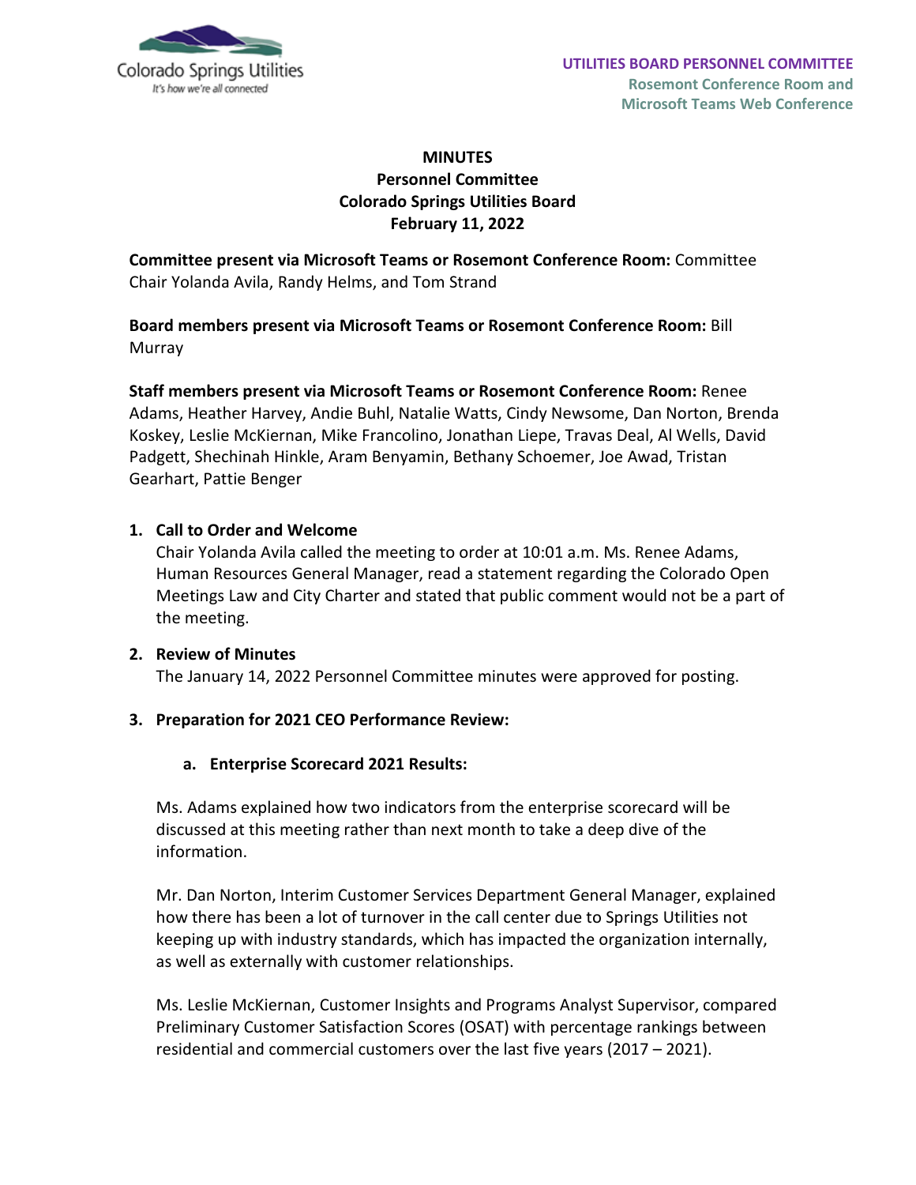**UTILITIES BOARD PERSONNEL COMMITTEE**
**Rosemont Conference Room and Microsoft Teams Web Conference**

# MINUTES
## Personnel Committee
## Colorado Springs Utilities Board
## February 11, 2022

**Committee present via Microsoft Teams or Rosemont Conference Room:** Committee Chair Yolanda Avila, Randy Helms, and Tom Strand

**Board members present via Microsoft Teams or Rosemont Conference Room:** Bill Murray

**Staff members present via Microsoft Teams or Rosemont Conference Room:** Renee Adams, Heather Harvey, Andie Buhl, Natalie Watts, Cindy Newsome, Dan Norton, Brenda Koskey, Leslie McKiernan, Mike Francolino, Jonathan Liepe, Travas Deal, Al Wells, David Padgett, Shechinah Hinkle, Aram Benyamin, Bethany Schoemer, Joe Awad, Tristan Gearhart, Pattie Benger

1. **Call to Order and Welcome**
   Chair Yolanda Avila called the meeting to order at 10:01 a.m. Ms. Renee Adams, Human Resources General Manager, read a statement regarding the Colorado Open Meetings Law and City Charter and stated that public comment would not be a part of the meeting.

2. **Review of Minutes**
   The January 14, 2022 Personnel Committee minutes were approved for posting.

3. **Preparation for 2021 CEO Performance Review:**

   a. **Enterprise Scorecard 2021 Results:**

   Ms. Adams explained how two indicators from the enterprise scorecard will be discussed at this meeting rather than next month to take a deep dive of the information.

   Mr. Dan Norton, Interim Customer Services Department General Manager, explained how there has been a lot of turnover in the call center due to Springs Utilities not keeping up with industry standards, which has impacted the organization internally, as well as externally with customer relationships.

   Ms. Leslie McKiernan, Customer Insights and Programs Analyst Supervisor, compared Preliminary Customer Satisfaction Scores (OSAT) with percentage rankings between residential and commercial customers over the last five years (2017 – 2021).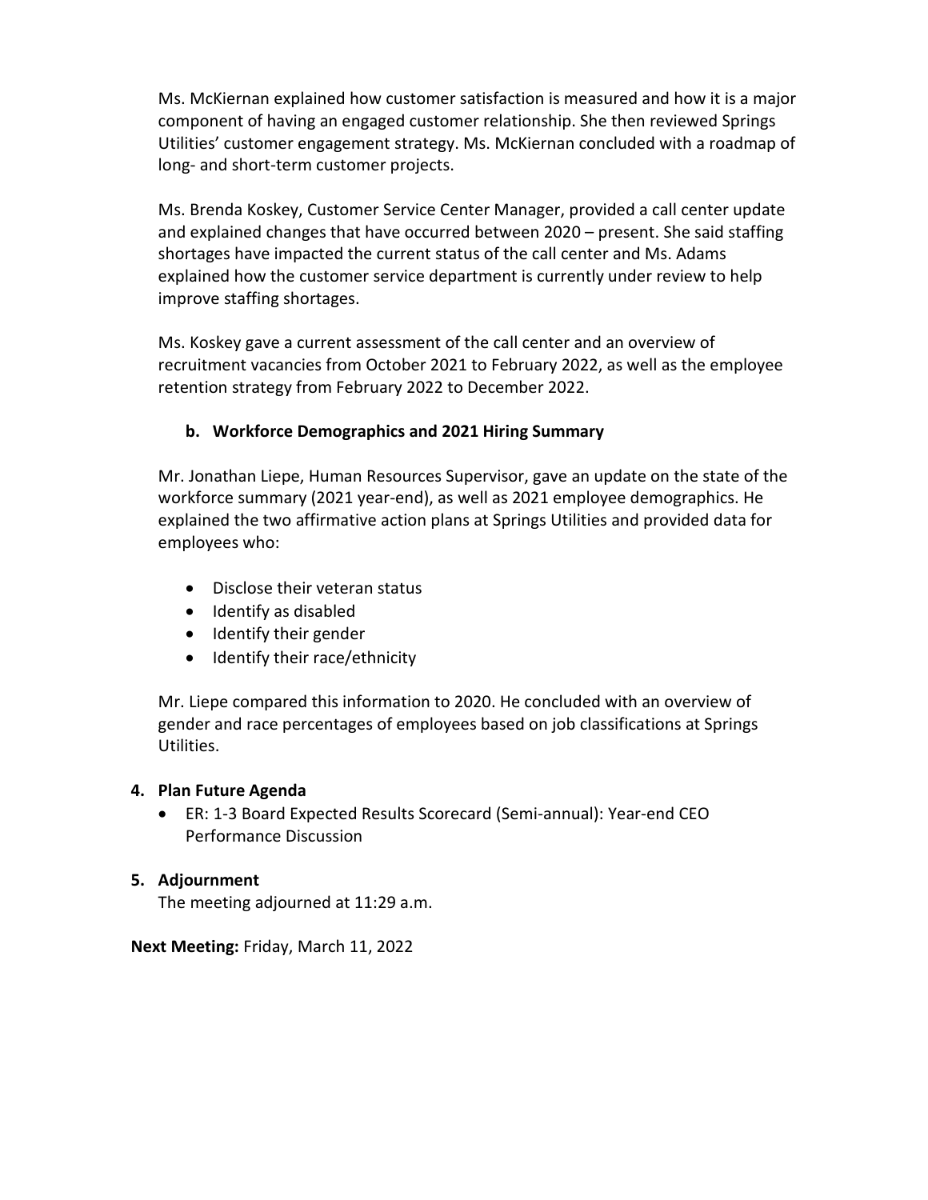Ms. McKiernan explained how customer satisfaction is measured and how it is a major component of having an engaged customer relationship. She then reviewed Springs Utilities' customer engagement strategy. Ms. McKiernan concluded with a roadmap of long- and short-term customer projects.

Ms. Brenda Koskey, Customer Service Center Manager, provided a call center update and explained changes that have occurred between 2020 – present. She said staffing shortages have impacted the current status of the call center and Ms. Adams explained how the customer service department is currently under review to help improve staffing shortages.

Ms. Koskey gave a current assessment of the call center and an overview of recruitment vacancies from October 2021 to February 2022, as well as the employee retention strategy from February 2022 to December 2022.

**b. Workforce Demographics and 2021 Hiring Summary**

Mr. Jonathan Liepe, Human Resources Supervisor, gave an update on the state of the workforce summary (2021 year-end), as well as 2021 employee demographics. He explained the two affirmative action plans at Springs Utilities and provided data for employees who:

- Disclose their veteran status
- Identify as disabled
- Identify their gender
- Identify their race/ethnicity

Mr. Liepe compared this information to 2020. He concluded with an overview of gender and race percentages of employees based on job classifications at Springs Utilities.

**4. Plan Future Agenda**

- ER: 1-3 Board Expected Results Scorecard (Semi-annual): Year-end CEO Performance Discussion

**5. Adjournment**

The meeting adjourned at 11:29 a.m.

**Next Meeting:** Friday, March 11, 2022